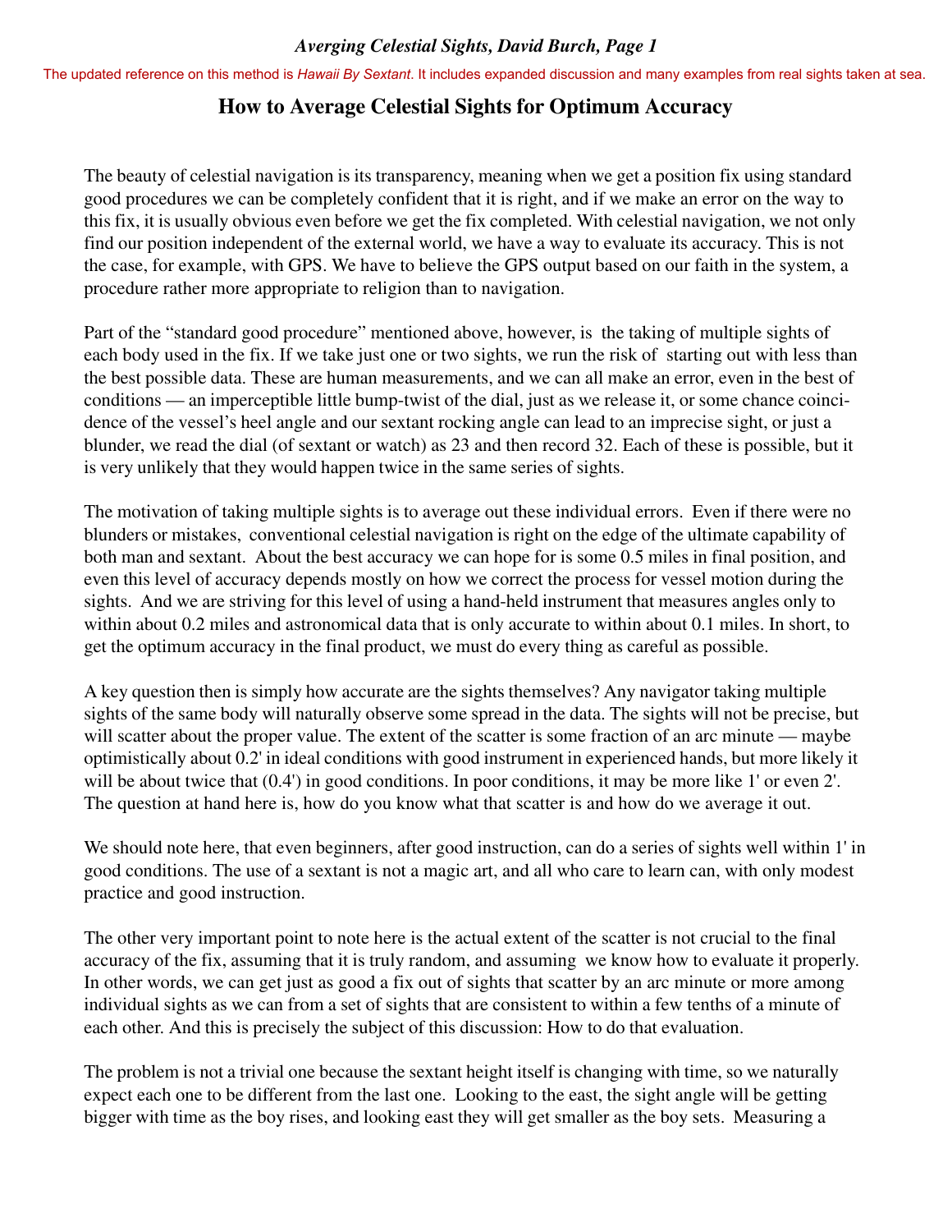The updated reference on this method is *Hawaii By Sextant*. It includes expanded discussion and many examples from real sights taken at sea.

# How to Average Celestial Sights for Optimum Accuracy

The beauty of celestial navigation is its transparency, meaning when we get a position fix using standard good procedures we can be completely confident that it is right, and if we make an error on the way to this fix, it is usually obvious even before we get the fix completed. With celestial navigation, we not only find our position independent of the external world, we have a way to evaluate its accuracy. This is not the case, for example, with GPS. We have to believe the GPS output based on our faith in the system, a procedure rather more appropriate to religion than to navigation.

Part of the "standard good procedure" mentioned above, however, is the taking of multiple sights of each body used in the fix. If we take just one or two sights, we run the risk of starting out with less than the best possible data. These are human measurements, and we can all make an error, even in the best of conditions — an imperceptible little bump-twist of the dial, just as we release it, or some chance coincidence of the vessel's heel angle and our sextant rocking angle can lead to an imprecise sight, or just a blunder, we read the dial (of sextant or watch) as 23 and then record 32. Each of these is possible, but it is very unlikely that they would happen twice in the same series of sights.

The motivation of taking multiple sights is to average out these individual errors. Even if there were no blunders or mistakes, conventional celestial navigation is right on the edge of the ultimate capability of both man and sextant. About the best accuracy we can hope for is some 0.5 miles in final position, and even this level of accuracy depends mostly on how we correct the process for vessel motion during the sights. And we are striving for this level of using a hand-held instrument that measures angles only to within about 0.2 miles and astronomical data that is only accurate to within about 0.1 miles. In short, to get the optimum accuracy in the final product, we must do every thing as careful as possible.

A key question then is simply how accurate are the sights themselves? Any navigator taking multiple sights of the same body will naturally observe some spread in the data. The sights will not be precise, but will scatter about the proper value. The extent of the scatter is some fraction of an arc minute — maybe optimistically about 0.2' in ideal conditions with good instrument in experienced hands, but more likely it will be about twice that (0.4') in good conditions. In poor conditions, it may be more like 1' or even 2'. The question at hand here is, how do you know what that scatter is and how do we average it out.

We should note here, that even beginners, after good instruction, can do a series of sights well within 1' in good conditions. The use of a sextant is not a magic art, and all who care to learn can, with only modest practice and good instruction.

The other very important point to note here is the actual extent of the scatter is not crucial to the final accuracy of the fix, assuming that it is truly random, and assuming we know how to evaluate it properly. In other words, we can get just as good a fix out of sights that scatter by an arc minute or more among individual sights as we can from a set of sights that are consistent to within a few tenths of a minute of each other. And this is precisely the subject of this discussion: How to do that evaluation.

The problem is not a trivial one because the sextant height itself is changing with time, so we naturally expect each one to be different from the last one. Looking to the east, the sight angle will be getting bigger with time as the boy rises, and looking east they will get smaller as the boy sets. Measuring a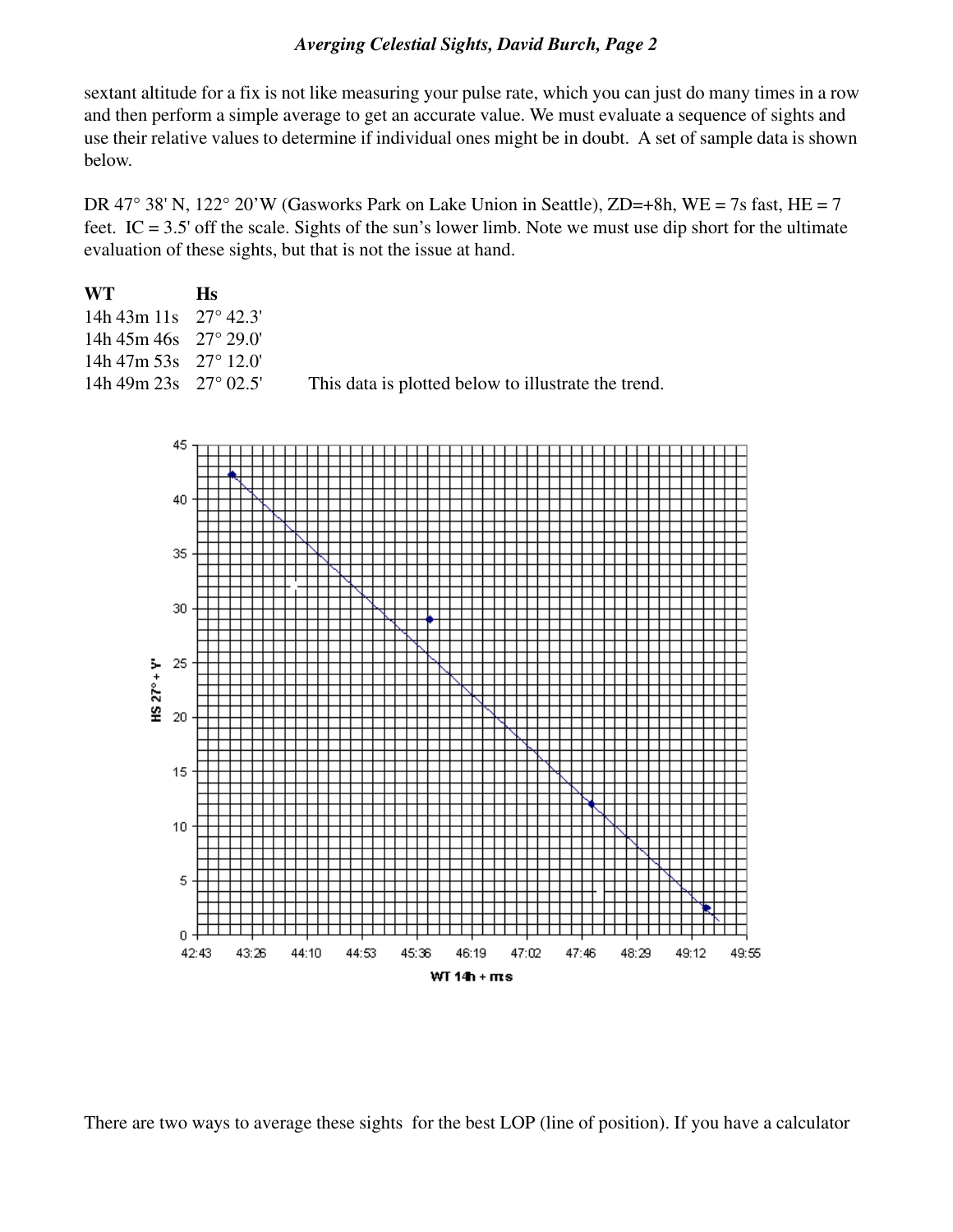sextant altitude for a fix is not like measuring your pulse rate, which you can just do many times in a row and then perform a simple average to get an accurate value. We must evaluate a sequence of sights and use their relative values to determine if individual ones might be in doubt. A set of sample data is shown below.

DR 47° 38' N, 122° 20'W (Gasworks Park on Lake Union in Seattle), ZD=+8h, WE = 7s fast, HE = 7 feet. IC = 3.5' off the scale. Sights of the sun's lower limb. Note we must use dip short for the ultimate evaluation of these sights, but that is not the issue at hand.

| WT | Hs |
|---|---|
| 14h 43m 11s | 27° 42.3' |
| 14h 45m 46s | 27° 29.0' |
| 14h 47m 53s | 27° 12.0' |
| 14h 49m 23s | 27° 02.5' |

This data is plotted below to illustrate the trend.

45
40
35
30
25
20
15
10
5
0

HS 27° + Y'

42:43 43:26 44:10 44:53 45:36 46:19 47:02 47:46 48:29 49:12 49:55

WT 14h + ms

There are two ways to average these sights for the best LOP (line of position). If you have a calculator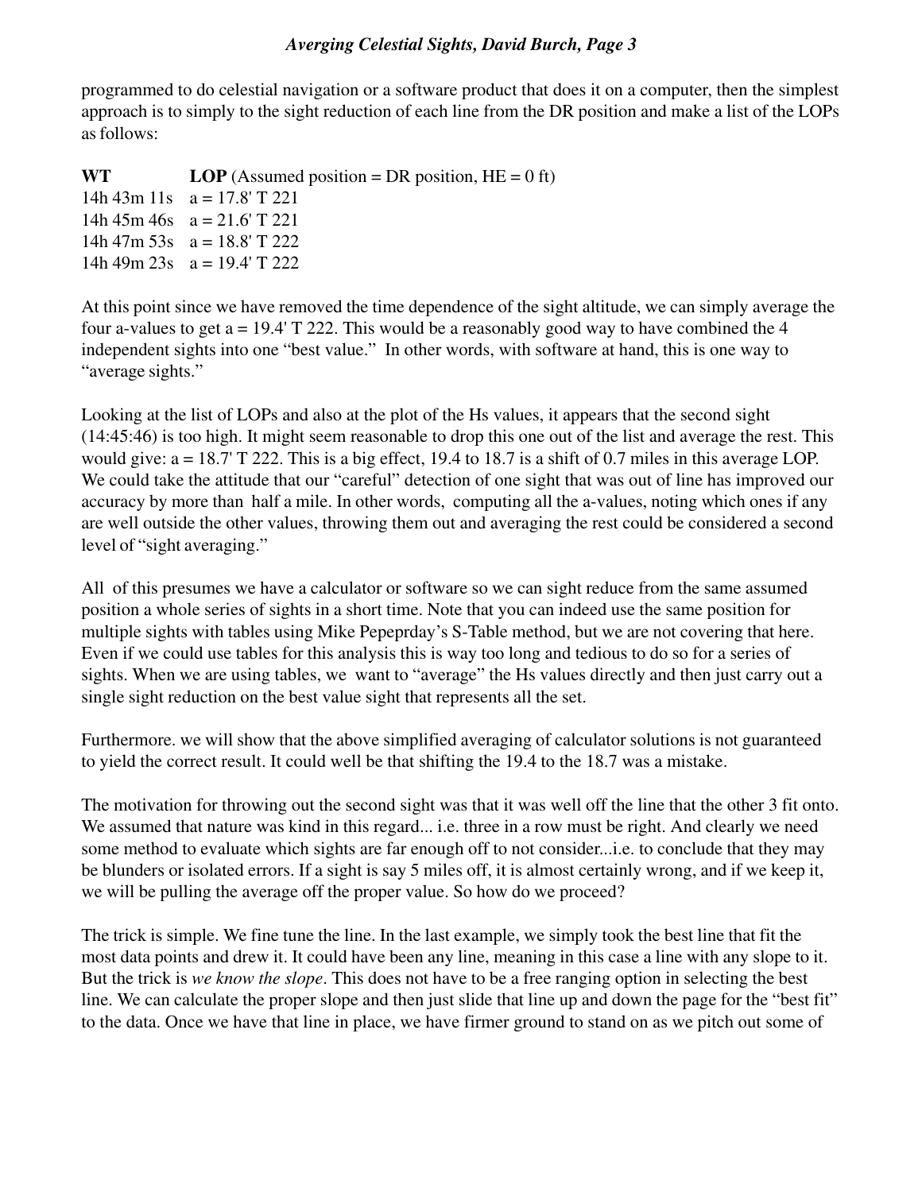programmed to do celestial navigation or a software product that does it on a computer, then the simplest approach is to simply to the sight reduction of each line from the DR position and make a list of the LOPs as follows:

| **WT** | **LOP** (Assumed position = DR position, HE = 0 ft) |
|---|---|
| 14h 43m 11s | a = 17.8' T 221 |
| 14h 45m 46s | a = 21.6' T 221 |
| 14h 47m 53s | a = 18.8' T 222 |
| 14h 49m 23s | a = 19.4' T 222 |

At this point since we have removed the time dependence of the sight altitude, we can simply average the four a-values to get a = 19.4' T 222. This would be a reasonably good way to have combined the 4 independent sights into one "best value." In other words, with software at hand, this is one way to "average sights."

Looking at the list of LOPs and also at the plot of the Hs values, it appears that the second sight (14:45:46) is too high. It might seem reasonable to drop this one out of the list and average the rest. This would give: a = 18.7' T 222. This is a big effect, 19.4 to 18.7 is a shift of 0.7 miles in this average LOP. We could take the attitude that our "careful" detection of one sight that was out of line has improved our accuracy by more than half a mile. In other words, computing all the a-values, noting which ones if any are well outside the other values, throwing them out and averaging the rest could be considered a second level of "sight averaging."

All of this presumes we have a calculator or software so we can sight reduce from the same assumed position a whole series of sights in a short time. Note that you can indeed use the same position for multiple sights with tables using Mike Pepeprday's S-Table method, but we are not covering that here. Even if we could use tables for this analysis this is way too long and tedious to do so for a series of sights. When we are using tables, we want to "average" the Hs values directly and then just carry out a single sight reduction on the best value sight that represents all the set.

Furthermore. we will show that the above simplified averaging of calculator solutions is not guaranteed to yield the correct result. It could well be that shifting the 19.4 to the 18.7 was a mistake.

The motivation for throwing out the second sight was that it was well off the line that the other 3 fit onto. We assumed that nature was kind in this regard... i.e. three in a row must be right. And clearly we need some method to evaluate which sights are far enough off to not consider...i.e. to conclude that they may be blunders or isolated errors. If a sight is say 5 miles off, it is almost certainly wrong, and if we keep it, we will be pulling the average off the proper value. So how do we proceed?

The trick is simple. We fine tune the line. In the last example, we simply took the best line that fit the most data points and drew it. It could have been any line, meaning in this case a line with any slope to it. But the trick is *we know the slope*. This does not have to be a free ranging option in selecting the best line. We can calculate the proper slope and then just slide that line up and down the page for the "best fit" to the data. Once we have that line in place, we have firmer ground to stand on as we pitch out some of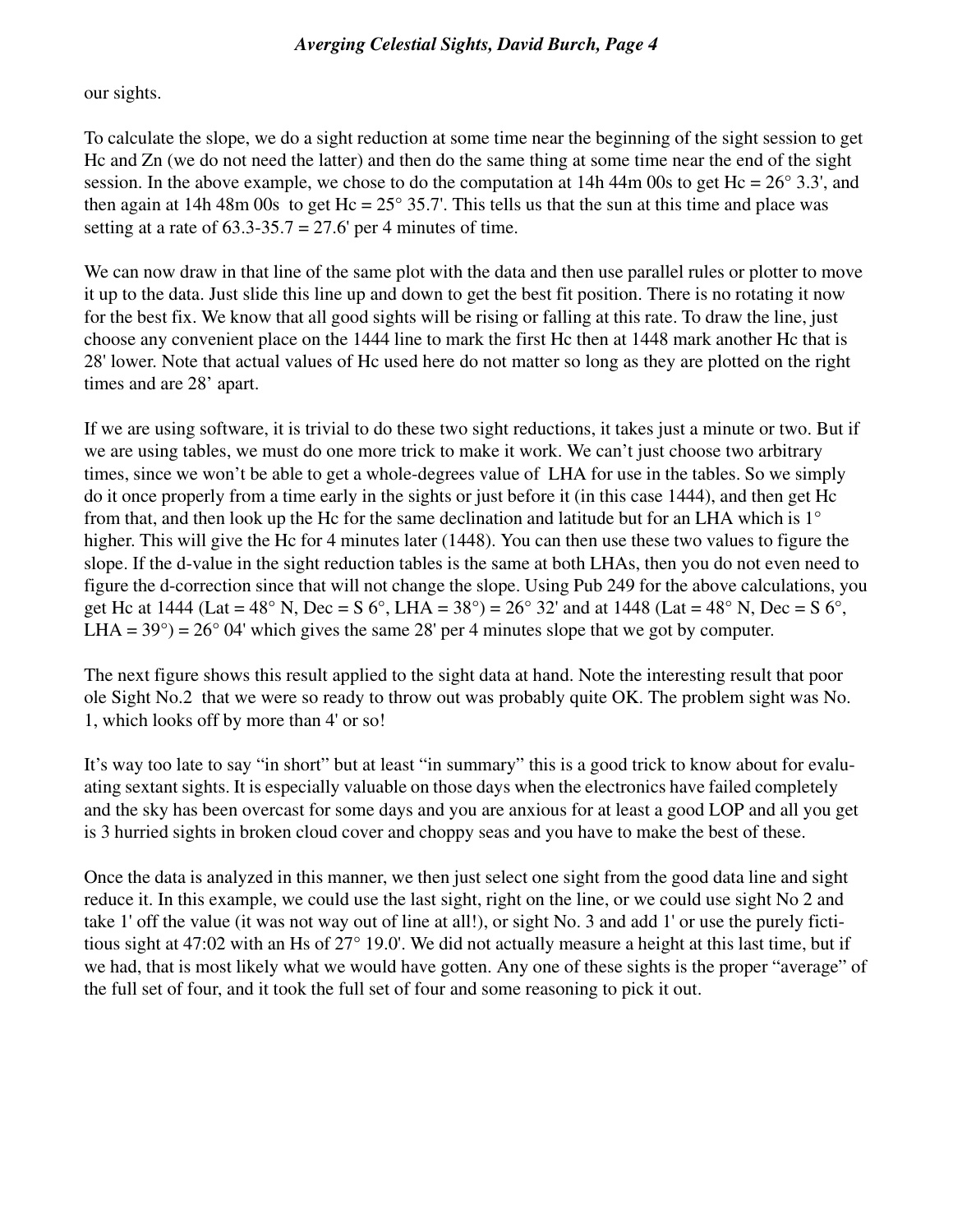our sights.

To calculate the slope, we do a sight reduction at some time near the beginning of the sight session to get Hc and Zn (we do not need the latter) and then do the same thing at some time near the end of the sight session. In the above example, we chose to do the computation at 14h 44m 00s to get Hc = 26° 3.3', and then again at 14h 48m 00s to get Hc = 25° 35.7'. This tells us that the sun at this time and place was setting at a rate of 63.3-35.7 = 27.6' per 4 minutes of time.

We can now draw in that line of the same plot with the data and then use parallel rules or plotter to move it up to the data. Just slide this line up and down to get the best fit position. There is no rotating it now for the best fix. We know that all good sights will be rising or falling at this rate. To draw the line, just choose any convenient place on the 1444 line to mark the first Hc then at 1448 mark another Hc that is 28' lower. Note that actual values of Hc used here do not matter so long as they are plotted on the right times and are 28' apart.

If we are using software, it is trivial to do these two sight reductions, it takes just a minute or two. But if we are using tables, we must do one more trick to make it work. We can't just choose two arbitrary times, since we won't be able to get a whole-degrees value of LHA for use in the tables. So we simply do it once properly from a time early in the sights or just before it (in this case 1444), and then get Hc from that, and then look up the Hc for the same declination and latitude but for an LHA which is 1° higher. This will give the Hc for 4 minutes later (1448). You can then use these two values to figure the slope. If the d-value in the sight reduction tables is the same at both LHAs, then you do not even need to figure the d-correction since that will not change the slope. Using Pub 249 for the above calculations, you get Hc at 1444 (Lat = 48° N, Dec = S 6°, LHA = 38°) = 26° 32' and at 1448 (Lat = 48° N, Dec = S 6°, LHA = 39°) = 26° 04' which gives the same 28' per 4 minutes slope that we got by computer.

The next figure shows this result applied to the sight data at hand. Note the interesting result that poor ole Sight No.2 that we were so ready to throw out was probably quite OK. The problem sight was No. 1, which looks off by more than 4' or so!

It's way too late to say "in short" but at least "in summary" this is a good trick to know about for evaluating sextant sights. It is especially valuable on those days when the electronics have failed completely and the sky has been overcast for some days and you are anxious for at least a good LOP and all you get is 3 hurried sights in broken cloud cover and choppy seas and you have to make the best of these.

Once the data is analyzed in this manner, we then just select one sight from the good data line and sight reduce it. In this example, we could use the last sight, right on the line, or we could use sight No 2 and take 1' off the value (it was not way out of line at all!), or sight No. 3 and add 1' or use the purely fictitious sight at 47:02 with an Hs of 27° 19.0'. We did not actually measure a height at this last time, but if we had, that is most likely what we would have gotten. Any one of these sights is the proper "average" of the full set of four, and it took the full set of four and some reasoning to pick it out.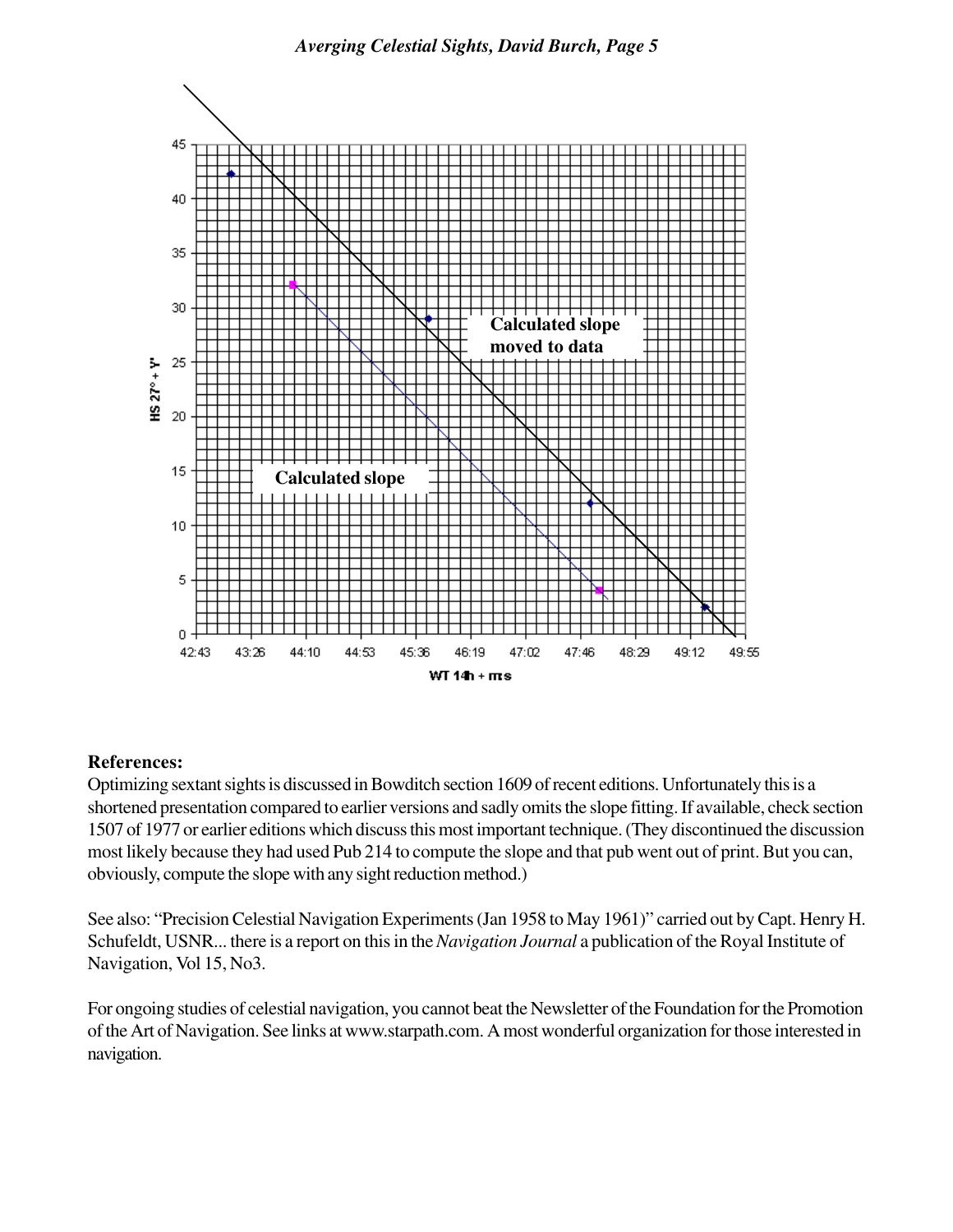45
40
35
30
25
20
15
10
5
0

HS 27° + Y'

Calculated slope moved to data

Calculated slope

42:43 43:26 44:10 44:53 45:36 46:19 47:02 47:46 48:29 49:12 49:55

WT 14h + m:s

**References:**

Optimizing sextant sights is discussed in Bowditch section 1609 of recent editions. Unfortunately this is a shortened presentation compared to earlier versions and sadly omits the slope fitting. If available, check section 1507 of 1977 or earlier editions which discuss this most important technique. (They discontinued the discussion most likely because they had used Pub 214 to compute the slope and that pub went out of print. But you can, obviously, compute the slope with any sight reduction method.)

See also: "Precision Celestial Navigation Experiments (Jan 1958 to May 1961)" carried out by Capt. Henry H. Schufeldt, USNR... there is a report on this in the *Navigation Journal* a publication of the Royal Institute of Navigation, Vol 15, No3.

For ongoing studies of celestial navigation, you cannot beat the Newsletter of the Foundation for the Promotion of the Art of Navigation. See links at www.starpath.com. A most wonderful organization for those interested in navigation.